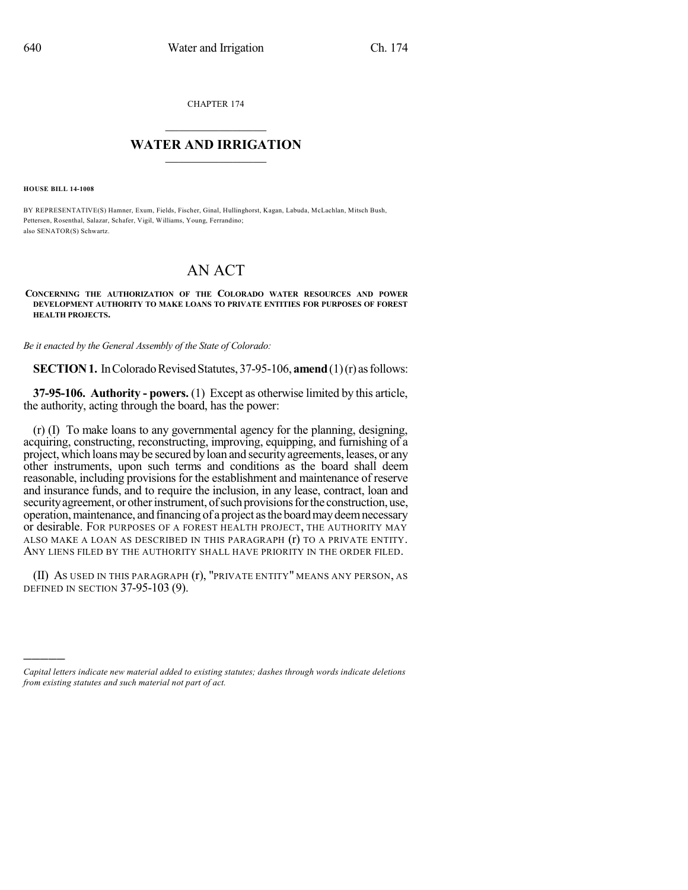CHAPTER 174

# WATER AND IRRIGATION

**HOUSE BILL 14-1008**

BY REPRESENTATIVE(S) Hamner, Exum, Fields, Fischer, Ginal, Hullinghorst, Kagan, Labuda, McLachlan, Mitsch Bush, Pettersen, Rosenthal, Salazar, Schafer, Vigil, Williams, Young, Ferrandino;
also SENATOR(S) Schwartz.

# AN ACT

**CONCERNING THE AUTHORIZATION OF THE COLORADO WATER RESOURCES AND POWER DEVELOPMENT AUTHORITY TO MAKE LOANS TO PRIVATE ENTITIES FOR PURPOSES OF FOREST HEALTH PROJECTS.**

*Be it enacted by the General Assembly of the State of Colorado:*

**SECTION 1.** In Colorado Revised Statutes, 37-95-106, **amend** (1) (r) as follows:

**37-95-106. Authority - powers.** (1) Except as otherwise limited by this article, the authority, acting through the board, has the power:

(r) (I) To make loans to any governmental agency for the planning, designing, acquiring, constructing, reconstructing, improving, equipping, and furnishing of a project, which loans may be secured by loan and security agreements, leases, or any other instruments, upon such terms and conditions as the board shall deem reasonable, including provisions for the establishment and maintenance of reserve and insurance funds, and to require the inclusion, in any lease, contract, loan and security agreement, or other instrument, of such provisions for the construction, use, operation, maintenance, and financing of a project as the board may deem necessary or desirable. FOR PURPOSES OF A FOREST HEALTH PROJECT, THE AUTHORITY MAY ALSO MAKE A LOAN AS DESCRIBED IN THIS PARAGRAPH (r) TO A PRIVATE ENTITY. ANY LIENS FILED BY THE AUTHORITY SHALL HAVE PRIORITY IN THE ORDER FILED.

(II) AS USED IN THIS PARAGRAPH (r), "PRIVATE ENTITY" MEANS ANY PERSON, AS DEFINED IN SECTION 37-95-103 (9).

---

*Capital letters indicate new material added to existing statutes; dashes through words indicate deletions from existing statutes and such material not part of act.*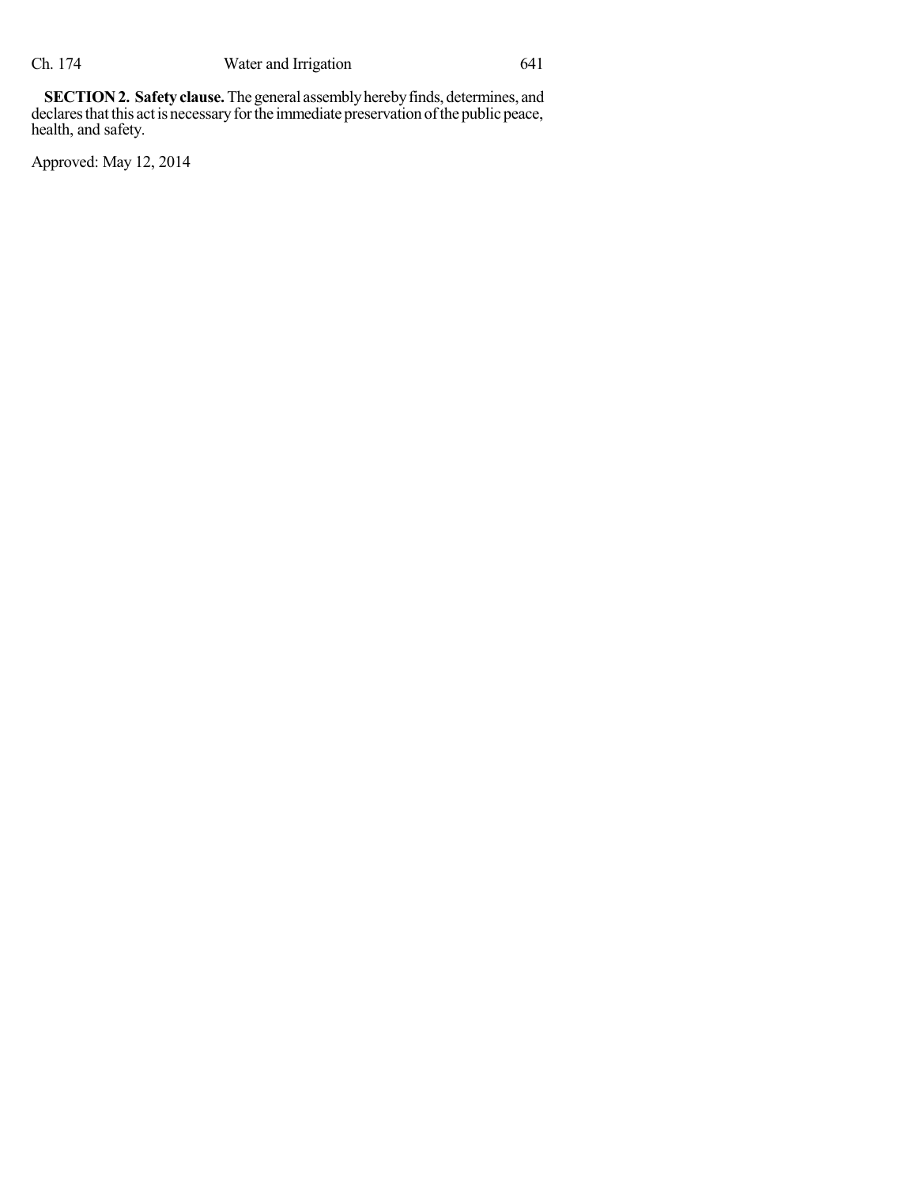**SECTION 2. Safety clause.** The general assembly hereby finds, determines, and declares that this act is necessary for the immediate preservation of the public peace, health, and safety.

Approved: May 12, 2014